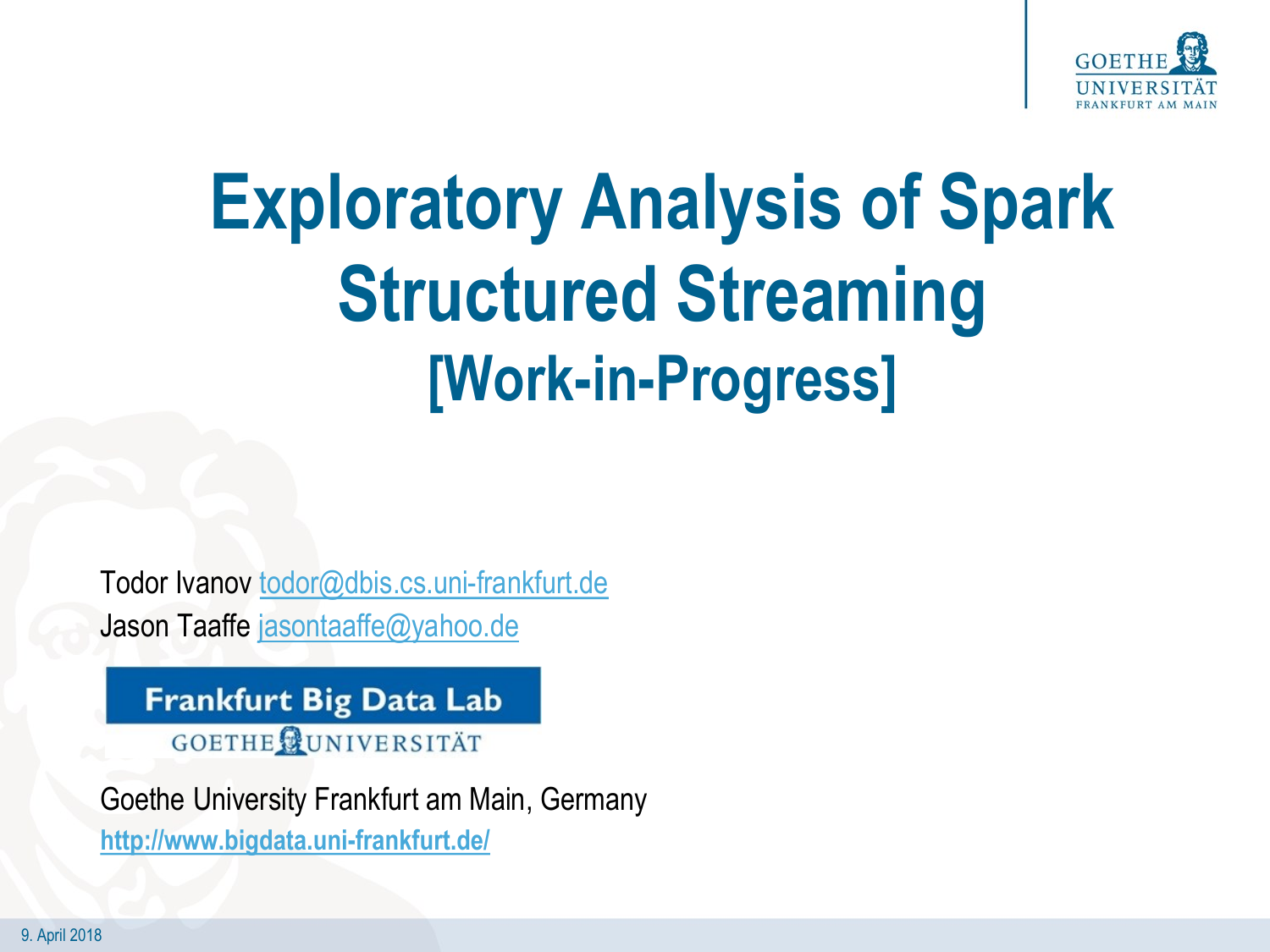# Exploratory Analysis of Spark Structured Streaming

## [Work-in-Progress]

Todor Ivanov todor@dbis.cs.uni-frankfurt.de
Jason Taaffe jasontaaffe@yahoo.de

**Frankfurt Big Data Lab**
GOETHE UNIVERSITÄT

Goethe University Frankfurt am Main, Germany
**http://www.bigdata.uni-frankfurt.de/**

9. April 2018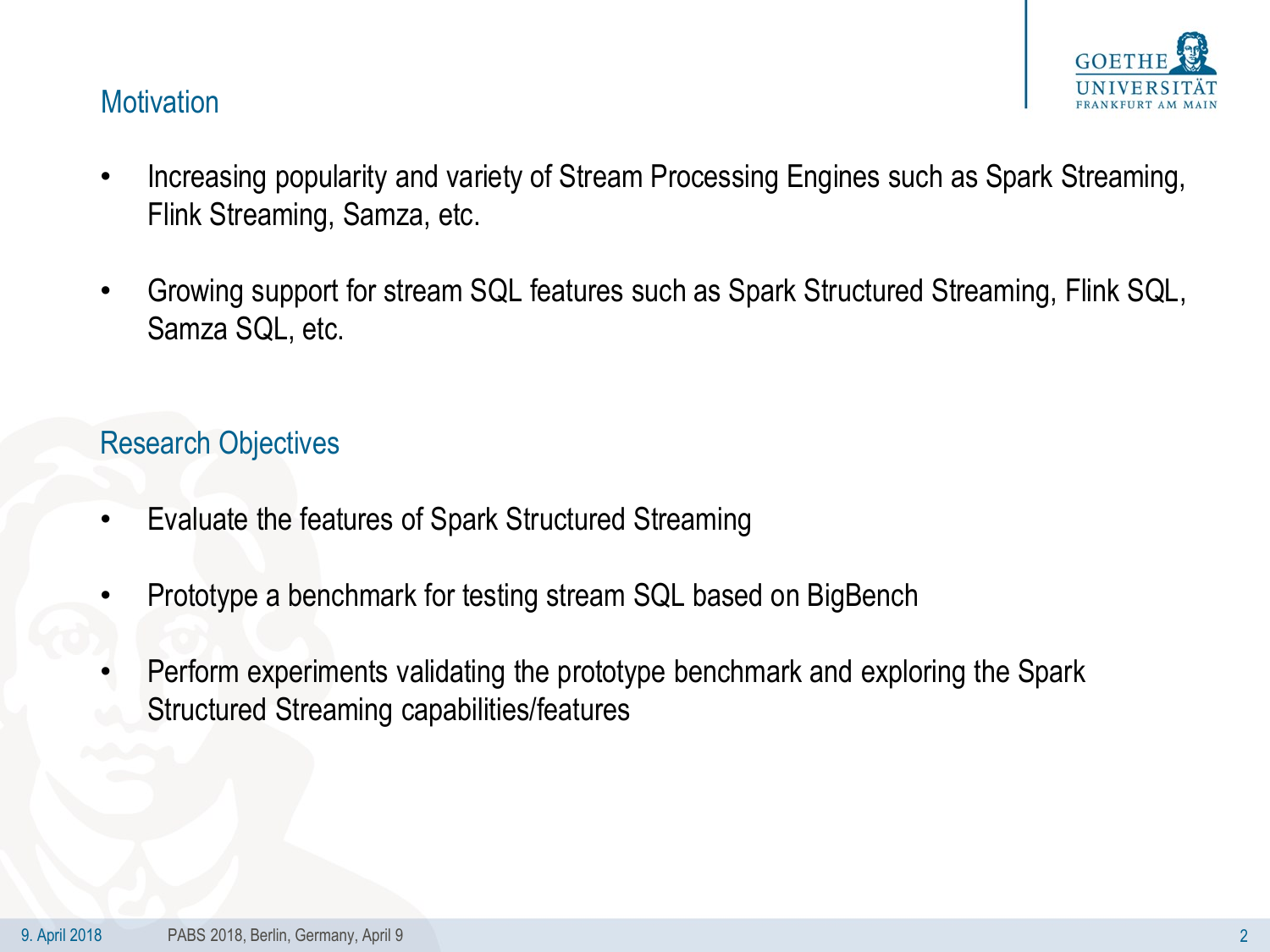## Motivation

- Increasing popularity and variety of Stream Processing Engines such as Spark Streaming, Flink Streaming, Samza, etc.
- Growing support for stream SQL features such as Spark Structured Streaming, Flink SQL, Samza SQL, etc.

## Research Objectives

- Evaluate the features of Spark Structured Streaming
- Prototype a benchmark for testing stream SQL based on BigBench
- Perform experiments validating the prototype benchmark and exploring the Spark Structured Streaming capabilities/features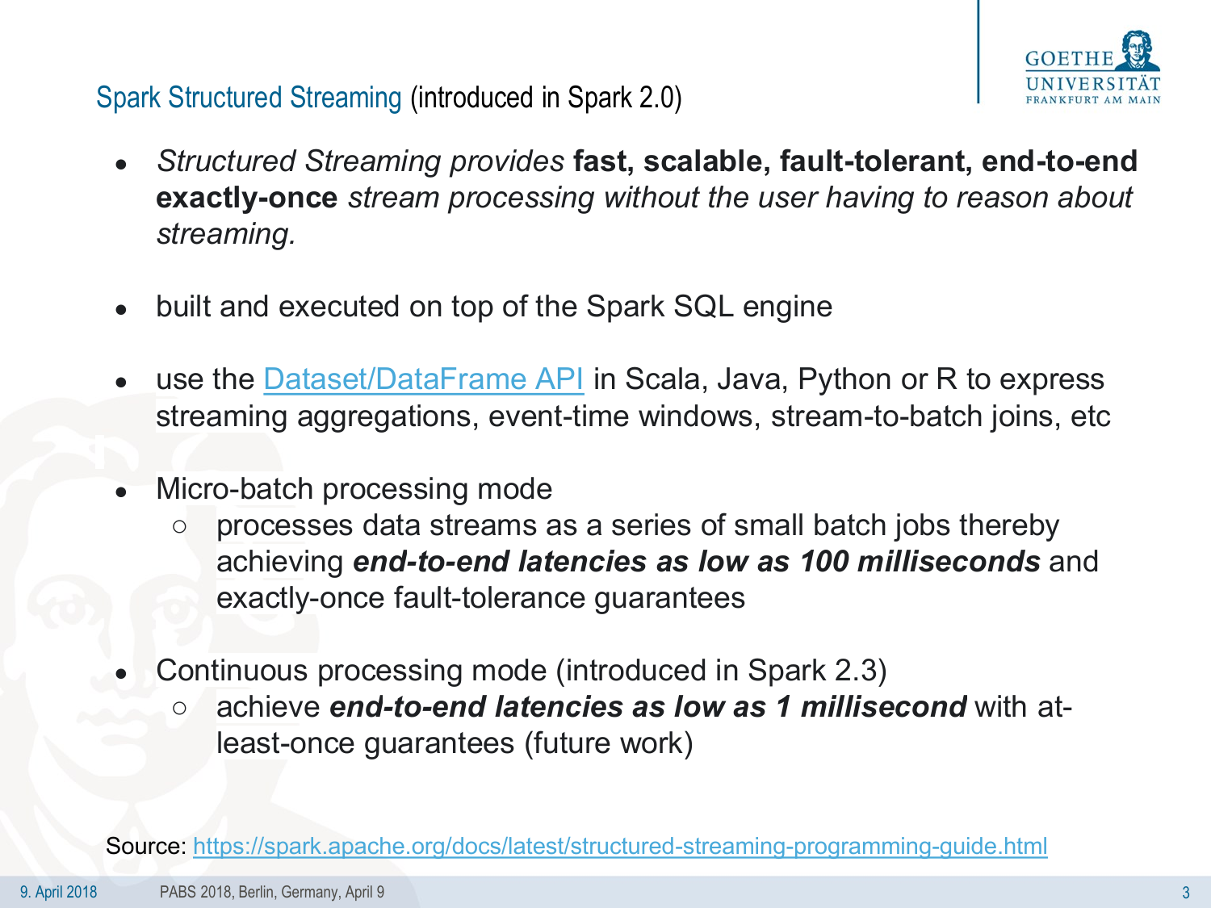## Spark Structured Streaming (introduced in Spark 2.0)

- *Structured Streaming provides* **fast, scalable, fault-tolerant, end-to-end exactly-once** *stream processing without the user having to reason about streaming.*

- built and executed on top of the Spark SQL engine

- use the [Dataset/DataFrame API]() in Scala, Java, Python or R to express streaming aggregations, event-time windows, stream-to-batch joins, etc

- Micro-batch processing mode
  - processes data streams as a series of small batch jobs thereby achieving ***end-to-end latencies as low as 100 milliseconds*** and exactly-once fault-tolerance guarantees

- Continuous processing mode (introduced in Spark 2.3)
  - achieve ***end-to-end latencies as low as 1 millisecond*** with at-least-once guarantees (future work)

Source: https://spark.apache.org/docs/latest/structured-streaming-programming-guide.html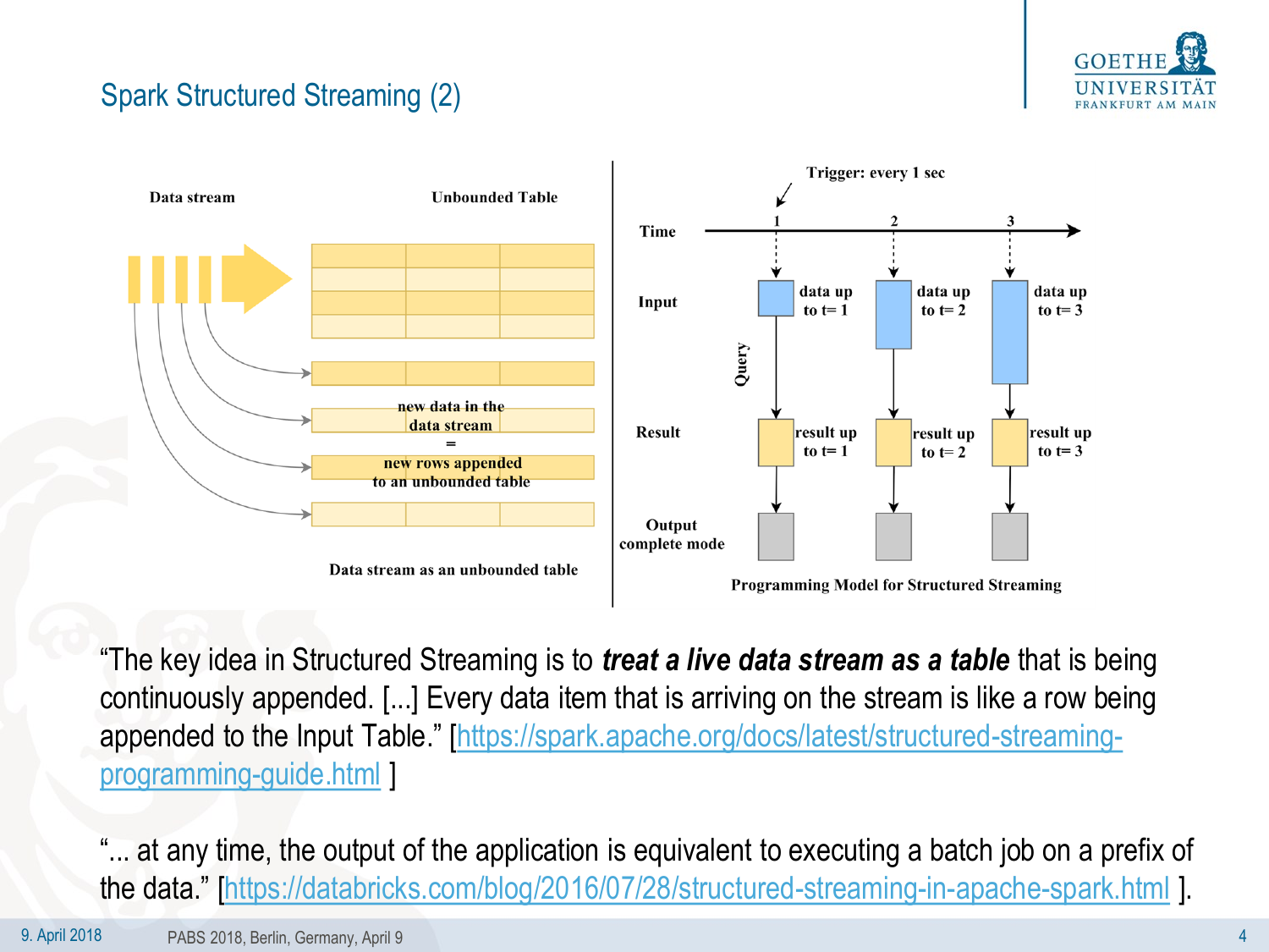# Spark Structured Streaming (2)

Data stream | Unbounded Table

new data in the data stream = new rows appended to an unbounded table

Data stream as an unbounded table

Trigger: every 1 sec

Time: 1, 2, 3

Input: data up to t= 1 | data up to t= 2 | data up to t= 3

Query

Result: result up to t= 1 | result up to t= 2 | result up to t= 3

Output complete mode

Programming Model for Structured Streaming

"The key idea in Structured Streaming is to ***treat a live data stream as a table*** that is being continuously appended. [...] Every data item that is arriving on the stream is like a row being appended to the Input Table." [https://spark.apache.org/docs/latest/structured-streaming-programming-guide.html ]

"... at any time, the output of the application is equivalent to executing a batch job on a prefix of the data." [https://databricks.com/blog/2016/07/28/structured-streaming-in-apache-spark.html ].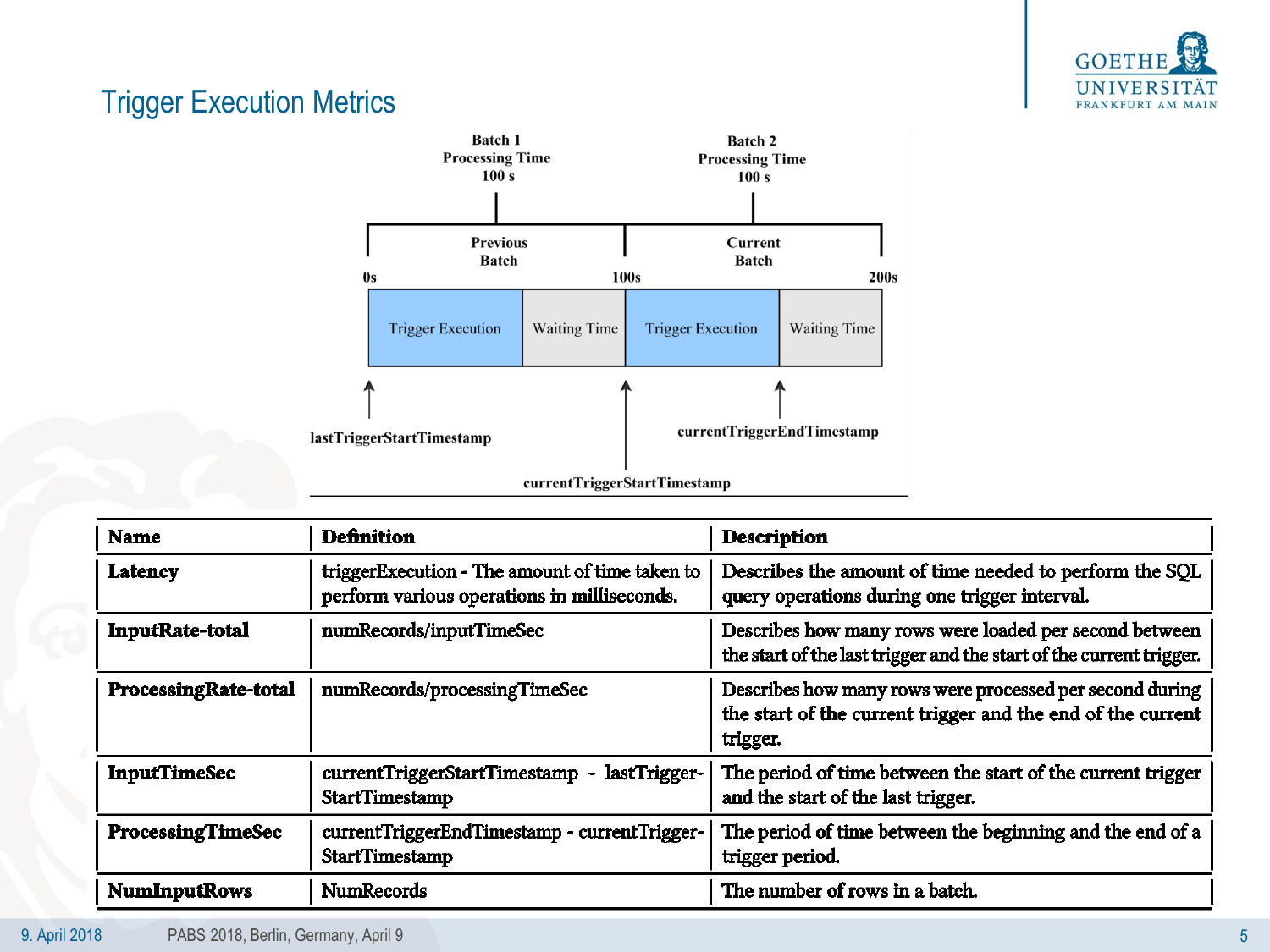## Trigger Execution Metrics

Batch 1 Processing Time 100 s

Batch 2 Processing Time 100 s

Previous Batch | Current Batch

0s | 100s | 200s

Trigger Execution | Waiting Time | Trigger Execution | Waiting Time

lastTriggerStartTimestamp

currentTriggerEndTimestamp

currentTriggerStartTimestamp

| Name | Definition | Description |
|---|---|---|
| **Latency** | triggerExecution - The amount of time taken to perform various operations in milliseconds. | Describes the amount of time needed to perform the SQL query operations during one trigger interval. |
| **InputRate-total** | numRecords/inputTimeSec | Describes how many rows were loaded per second between the start of the last trigger and the start of the current trigger. |
| **ProcessingRate-total** | numRecords/processingTimeSec | Describes how many rows were processed per second during the start of the current trigger and the end of the current trigger. |
| **InputTimeSec** | currentTriggerStartTimestamp - lastTriggerStartTimestamp | The period of time between the start of the current trigger and the start of the last trigger. |
| **ProcessingTimeSec** | currentTriggerEndTimestamp - currentTriggerStartTimestamp | The period of time between the beginning and the end of a trigger period. |
| **NumInputRows** | NumRecords | The number of rows in a batch. |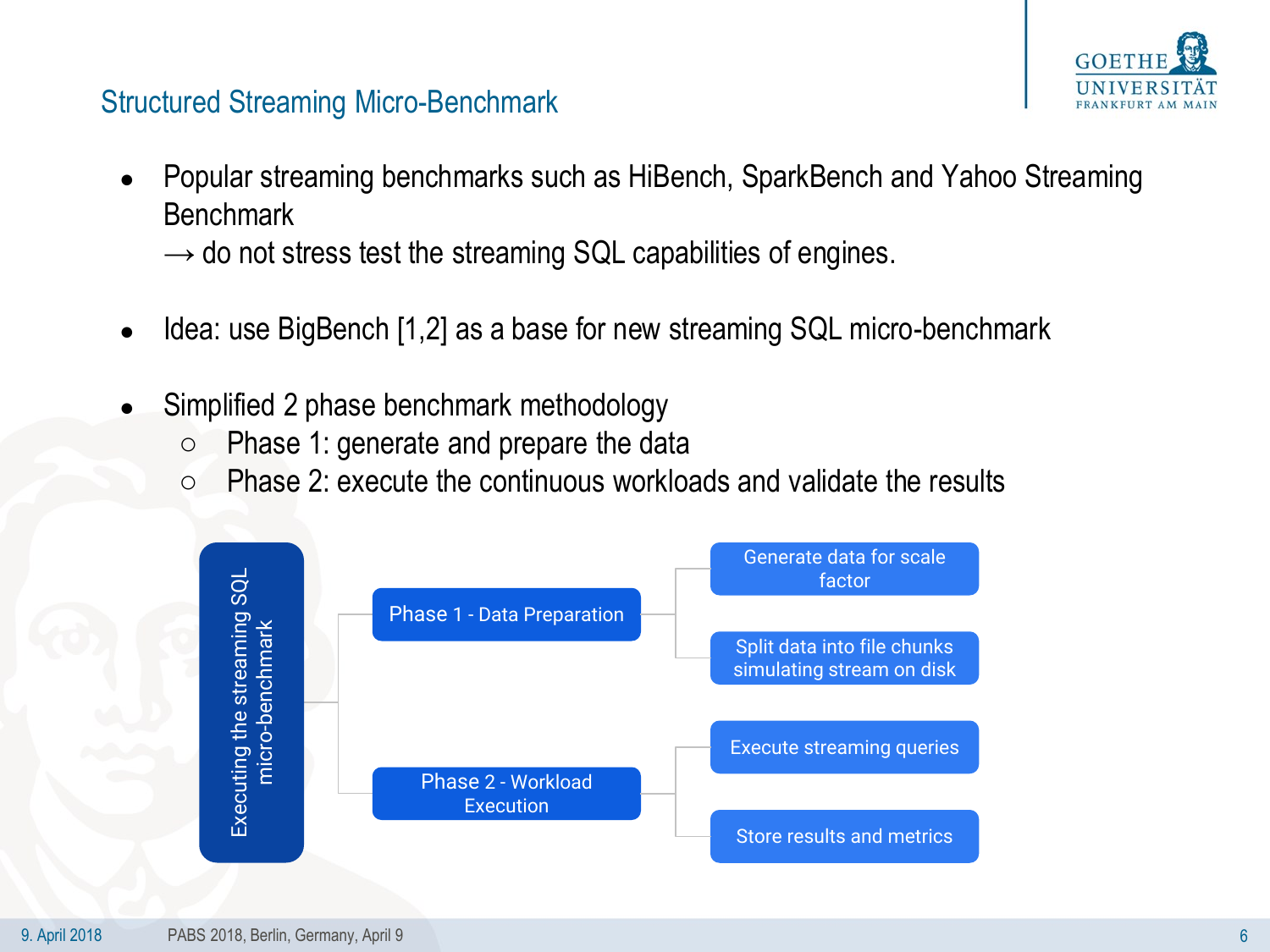## Structured Streaming Micro-Benchmark

- Popular streaming benchmarks such as HiBench, SparkBench and Yahoo Streaming Benchmark
  → do not stress test the streaming SQL capabilities of engines.

- Idea: use BigBench [1,2] as a base for new streaming SQL micro-benchmark

- Simplified 2 phase benchmark methodology
  - Phase 1: generate and prepare the data
  - Phase 2: execute the continuous workloads and validate the results

Executing the streaming SQL micro-benchmark

- Phase 1 - Data Preparation
  - Generate data for scale factor
  - Split data into file chunks simulating stream on disk
- Phase 2 - Workload Execution
  - Execute streaming queries
  - Store results and metrics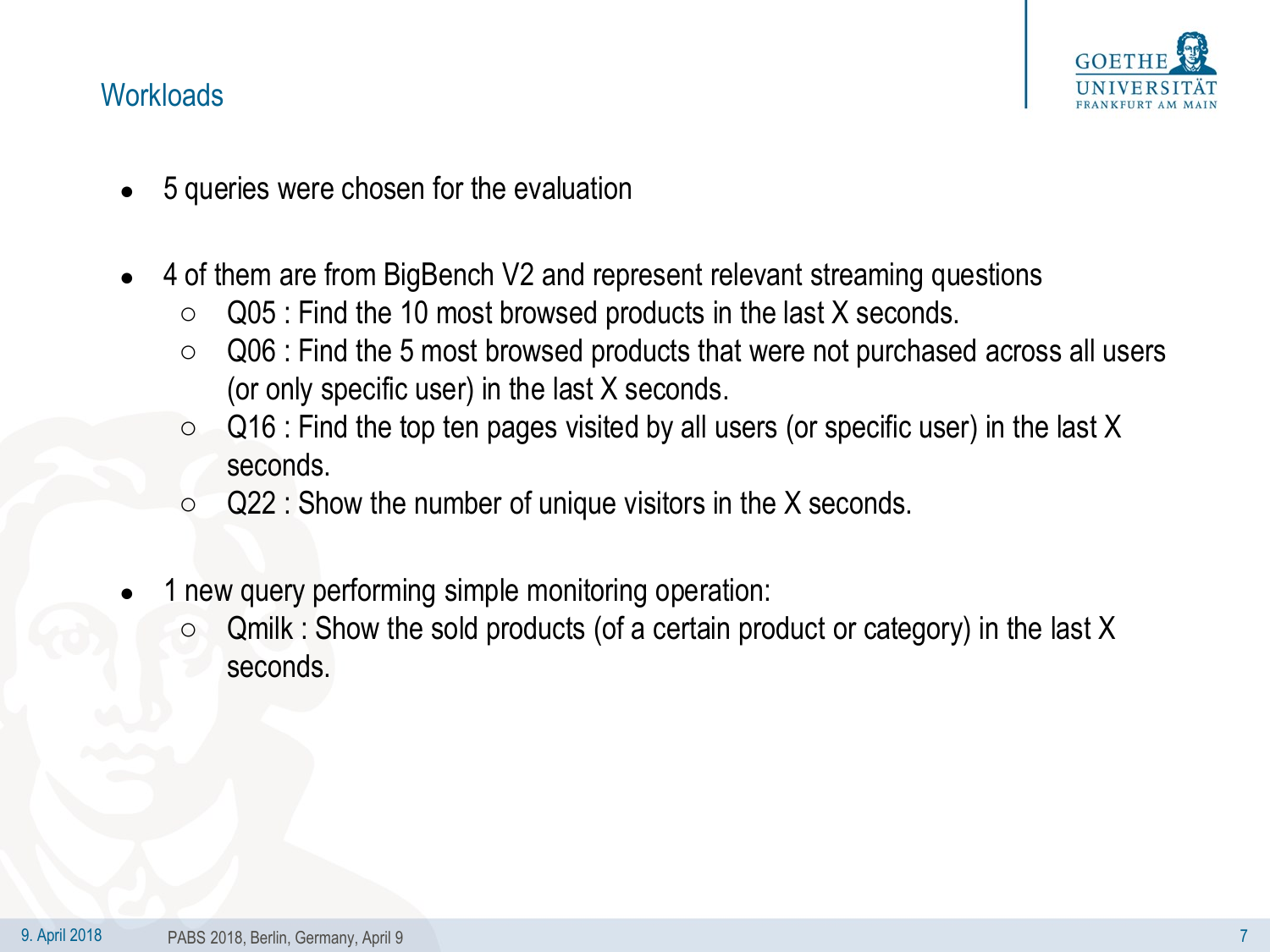## Workloads

- 5 queries were chosen for the evaluation

- 4 of them are from BigBench V2 and represent relevant streaming questions
  - Q05 : Find the 10 most browsed products in the last X seconds.
  - Q06 : Find the 5 most browsed products that were not purchased across all users (or only specific user) in the last X seconds.
  - Q16 : Find the top ten pages visited by all users (or specific user) in the last X seconds.
  - Q22 : Show the number of unique visitors in the X seconds.

- 1 new query performing simple monitoring operation:
  - Qmilk : Show the sold products (of a certain product or category) in the last X seconds.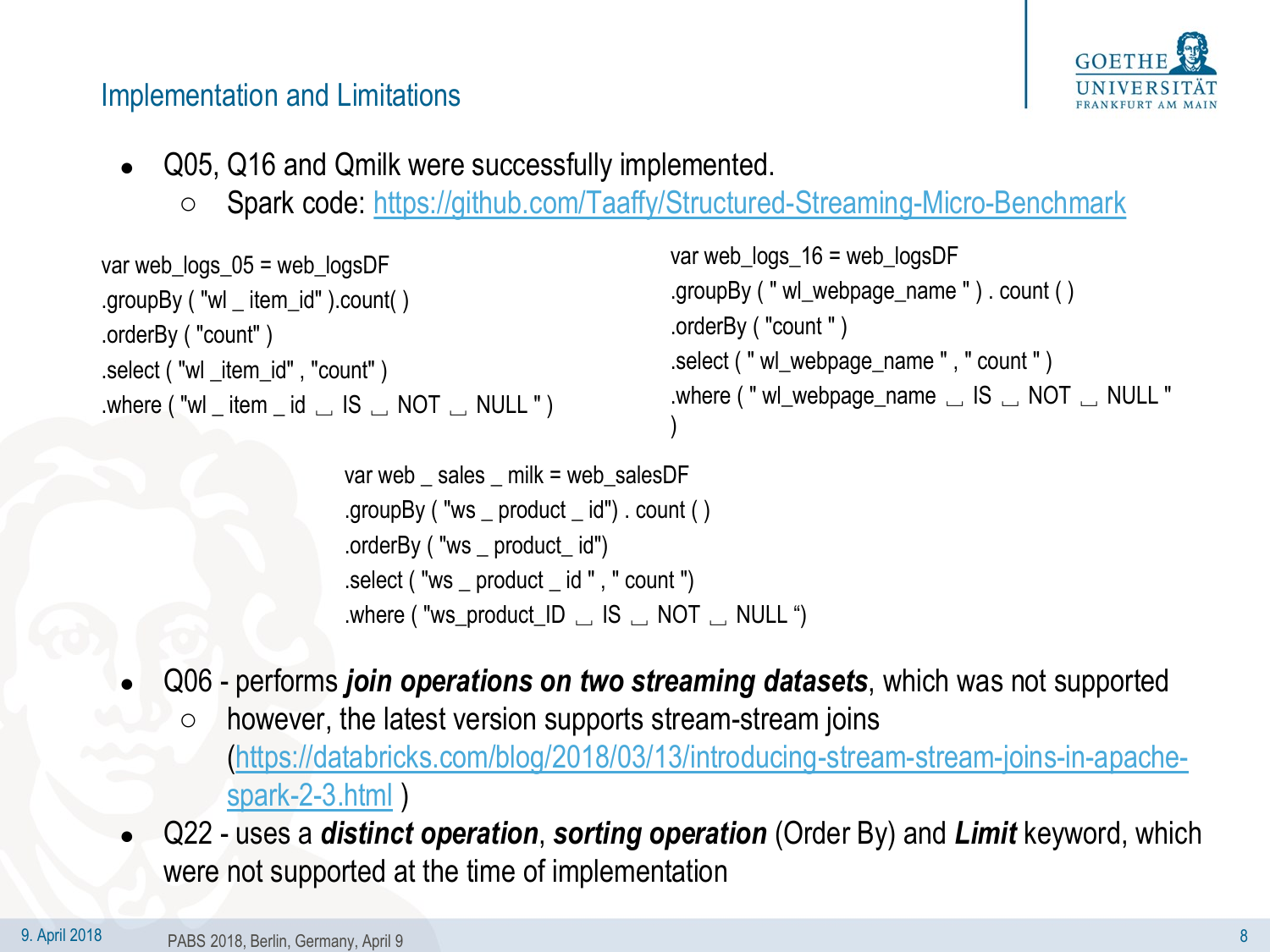## Implementation and Limitations

- Q05, Q16 and Qmilk were successfully implemented.
  - Spark code: https://github.com/Taaffy/Structured-Streaming-Micro-Benchmark

```
var web_logs_05 = web_logsDF
.groupBy ( "wl _ item_id" ).count( )
.orderBy ( "count" )
.select ( "wl _item_id" , "count" )
.where ( "wl _ item _ id ␣ IS ␣ NOT ␣ NULL " )
```

```
var web_logs_16 = web_logsDF
.groupBy ( " wl_webpage_name " ) . count ( )
.orderBy ( "count " )
.select ( " wl_webpage_name " , " count " )
.where ( " wl_webpage_name ␣ IS ␣ NOT ␣ NULL "
)
```

```
var web _ sales _ milk = web_salesDF
.groupBy ( "ws _ product _ id") . count ( )
.orderBy ( "ws _ product_ id")
.select ( "ws _ product _ id " , " count ")
.where ( "ws_product_ID ␣ IS ␣ NOT ␣ NULL ")
```

- Q06 - performs ***join operations on two streaming datasets***, which was not supported
  - however, the latest version supports stream-stream joins (https://databricks.com/blog/2018/03/13/introducing-stream-stream-joins-in-apache-spark-2-3.html )
- Q22 - uses a ***distinct operation***, ***sorting operation*** (Order By) and ***Limit*** keyword, which were not supported at the time of implementation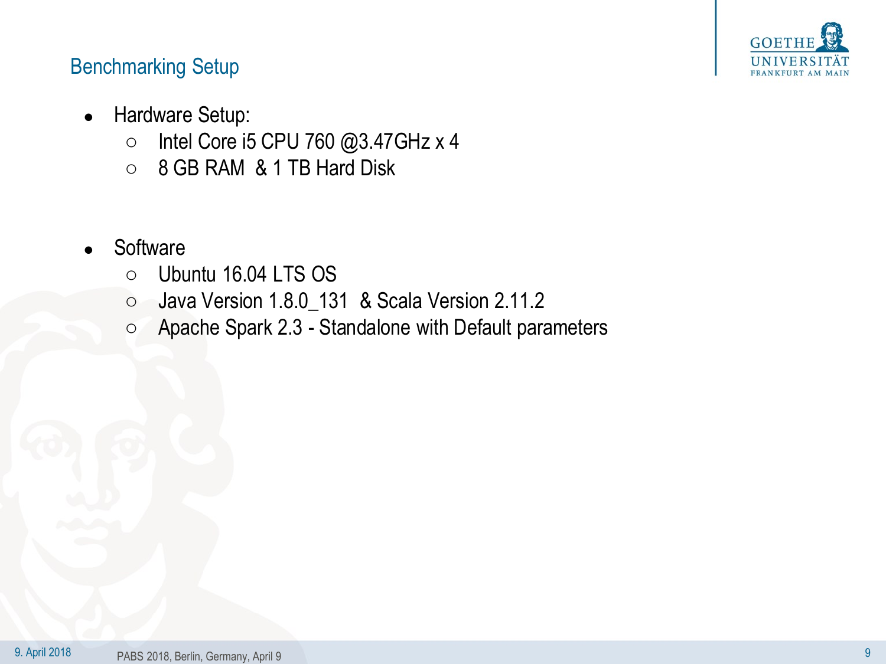## Benchmarking Setup

- Hardware Setup:
  - Intel Core i5 CPU 760 @3.47GHz x 4
  - 8 GB RAM & 1 TB Hard Disk

- Software
  - Ubuntu 16.04 LTS OS
  - Java Version 1.8.0_131 & Scala Version 2.11.2
  - Apache Spark 2.3 - Standalone with Default parameters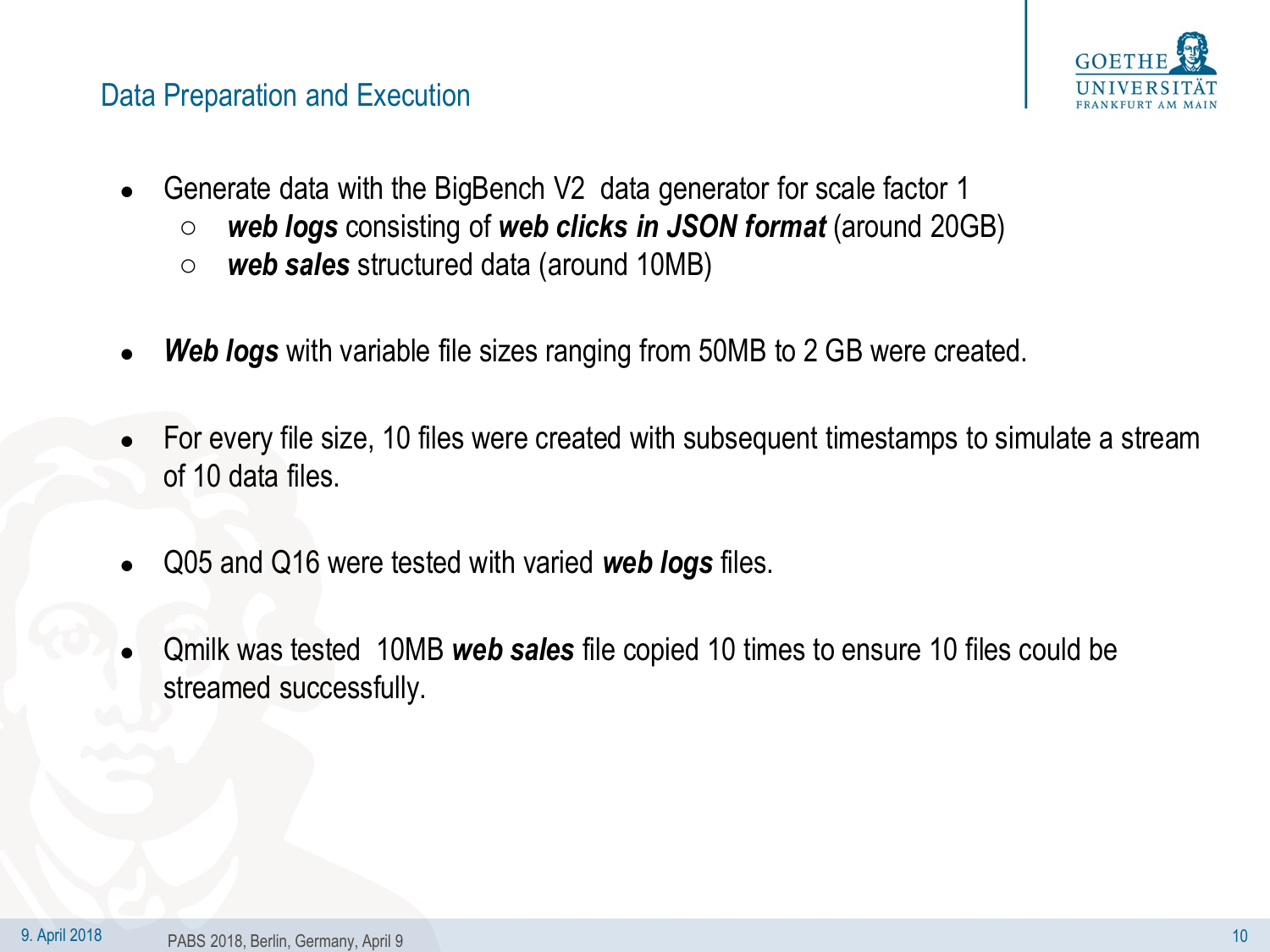## Data Preparation and Execution

- Generate data with the BigBench V2 data generator for scale factor 1
  - ***web logs*** consisting of ***web clicks in JSON format*** (around 20GB)
  - ***web sales*** structured data (around 10MB)

- ***Web logs*** with variable file sizes ranging from 50MB to 2 GB were created.

- For every file size, 10 files were created with subsequent timestamps to simulate a stream of 10 data files.

- Q05 and Q16 were tested with varied ***web logs*** files.

- Qmilk was tested 10MB ***web sales*** file copied 10 times to ensure 10 files could be streamed successfully.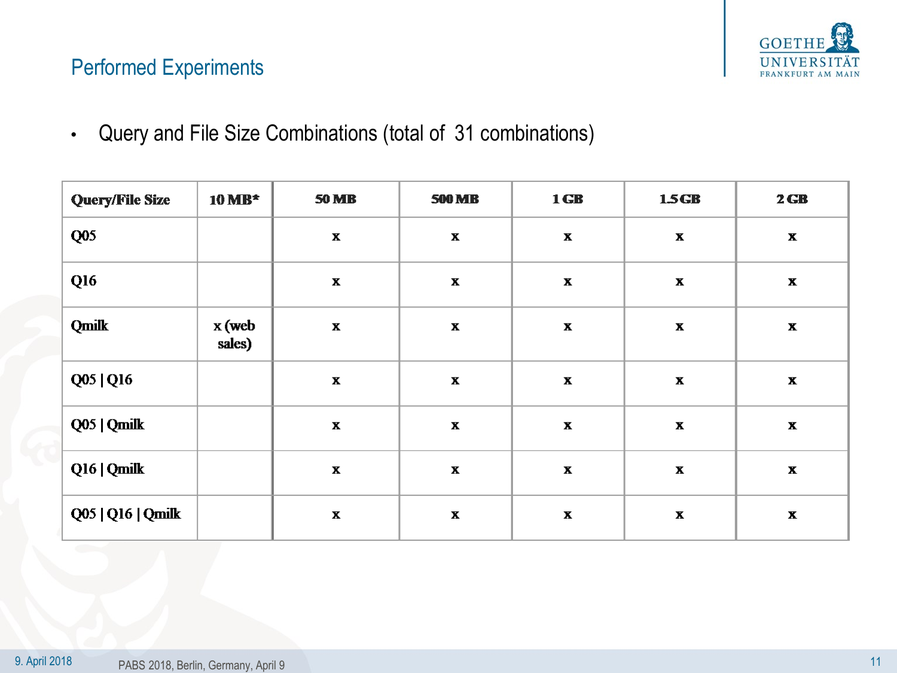## Performed Experiments

- Query and File Size Combinations (total of 31 combinations)

| Query/File Size | 10 MB* | 50 MB | 500 MB | 1 GB | 1.5 GB | 2 GB |
|---|---|---|---|---|---|---|
| Q05 | | x | x | x | x | x |
| Q16 | | x | x | x | x | x |
| Qmilk | x (web sales) | x | x | x | x | x |
| Q05 \| Q16 | | x | x | x | x | x |
| Q05 \| Qmilk | | x | x | x | x | x |
| Q16 \| Qmilk | | x | x | x | x | x |
| Q05 \| Q16 \| Qmilk | | x | x | x | x | x |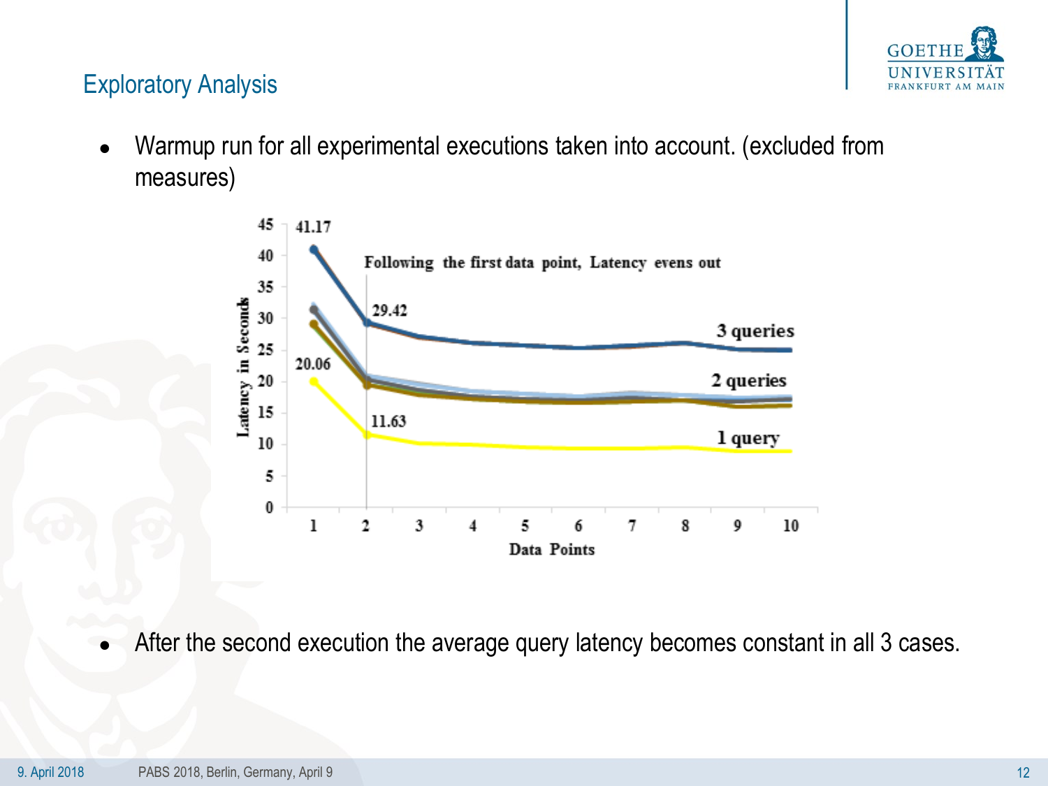## Exploratory Analysis

- Warmup run for all experimental executions taken into account. (excluded from measures)

- After the second execution the average query latency becomes constant in all 3 cases.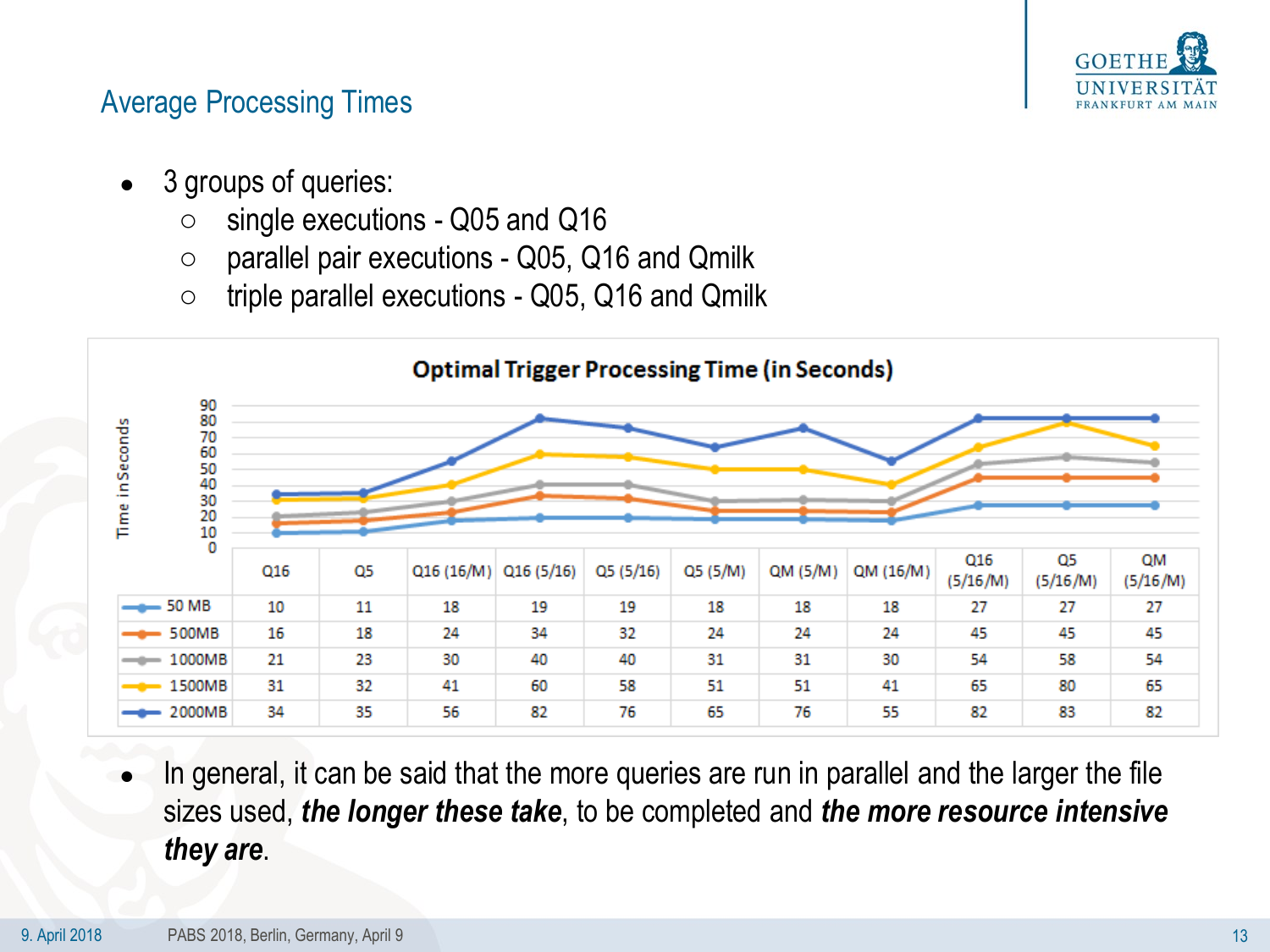## Average Processing Times

- 3 groups of queries:
  - single executions - Q05 and Q16
  - parallel pair executions - Q05, Q16 and Qmilk
  - triple parallel executions - Q05, Q16 and Qmilk

**Optimal Trigger Processing Time (in Seconds)**

| | Q16 | Q5 | Q16 (16/M) | Q16 (5/16) | Q5 (5/16) | Q5 (5/M) | QM (5/M) | QM (16/M) | Q16 (5/16/M) | Q5 (5/16/M) | QM (5/16/M) |
|---|---|---|---|---|---|---|---|---|---|---|---|
| 50 MB | 10 | 11 | 18 | 19 | 19 | 18 | 18 | 18 | 27 | 27 | 27 |
| 500MB | 16 | 18 | 24 | 34 | 32 | 24 | 24 | 24 | 45 | 45 | 45 |
| 1000MB | 21 | 23 | 30 | 40 | 40 | 31 | 31 | 30 | 54 | 58 | 54 |
| 1500MB | 31 | 32 | 41 | 60 | 58 | 51 | 51 | 41 | 65 | 80 | 65 |
| 2000MB | 34 | 35 | 56 | 82 | 76 | 65 | 76 | 55 | 82 | 83 | 82 |

- In general, it can be said that the more queries are run in parallel and the larger the file sizes used, ***the longer these take***, to be completed and ***the more resource intensive they are***.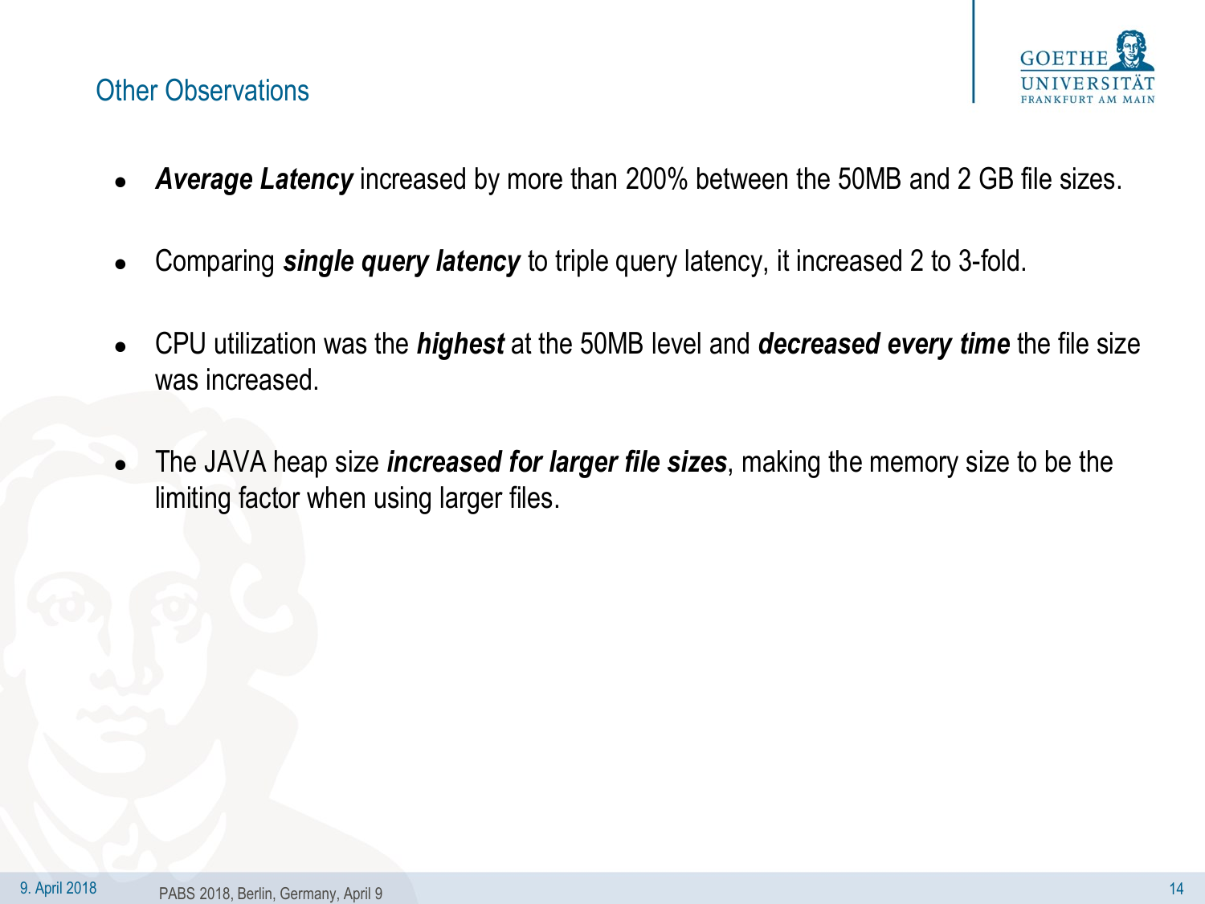## Other Observations

- ***Average Latency*** increased by more than 200% between the 50MB and 2 GB file sizes.
- Comparing ***single query latency*** to triple query latency, it increased 2 to 3-fold.
- CPU utilization was the ***highest*** at the 50MB level and ***decreased every time*** the file size was increased.
- The JAVA heap size ***increased for larger file sizes***, making the memory size to be the limiting factor when using larger files.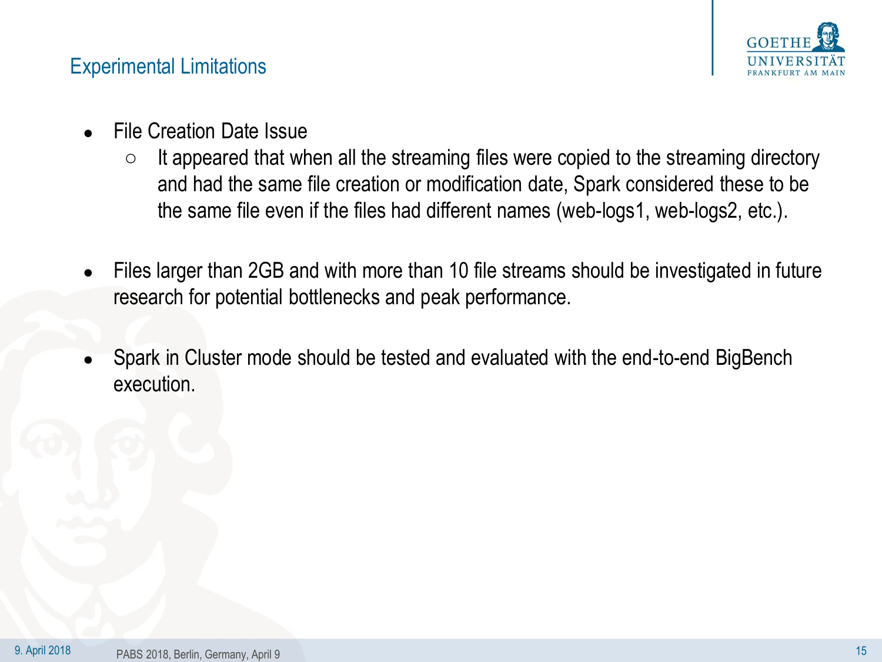# Experimental Limitations

- File Creation Date Issue
  - It appeared that when all the streaming files were copied to the streaming directory and had the same file creation or modification date, Spark considered these to be the same file even if the files had different names (web-logs1, web-logs2, etc.).

- Files larger than 2GB and with more than 10 file streams should be investigated in future research for potential bottlenecks and peak performance.

- Spark in Cluster mode should be tested and evaluated with the end-to-end BigBench execution.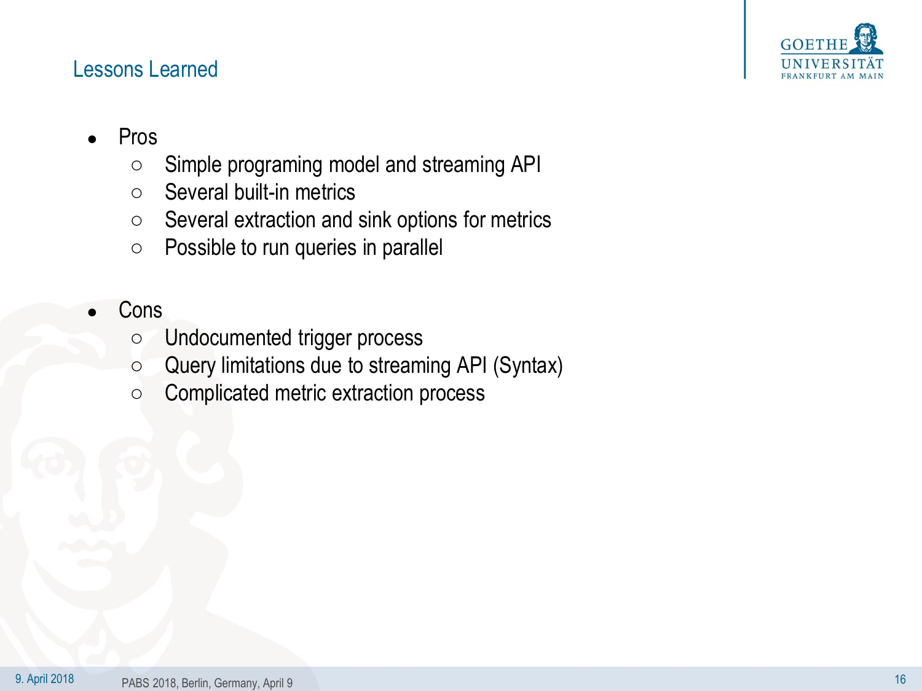# Lessons Learned

- Pros
  - Simple programing model and streaming API
  - Several built-in metrics
  - Several extraction and sink options for metrics
  - Possible to run queries in parallel

- Cons
  - Undocumented trigger process
  - Query limitations due to streaming API (Syntax)
  - Complicated metric extraction process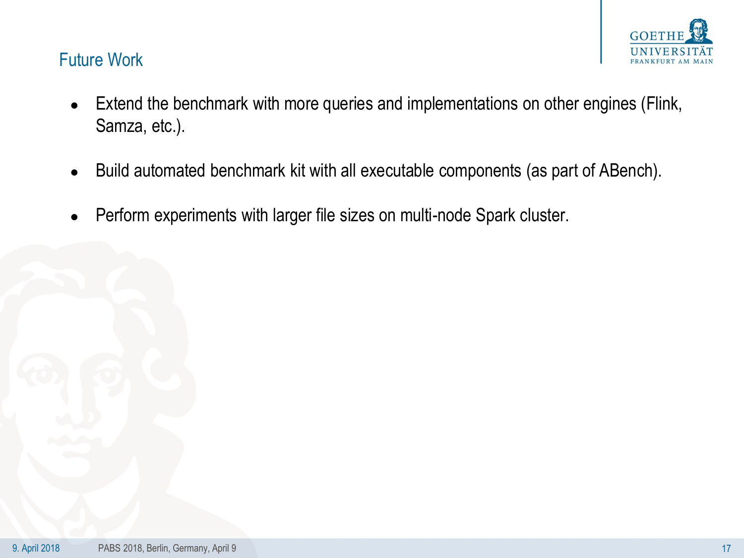# Future Work

- Extend the benchmark with more queries and implementations on other engines (Flink, Samza, etc.).
- Build automated benchmark kit with all executable components (as part of ABench).
- Perform experiments with larger file sizes on multi-node Spark cluster.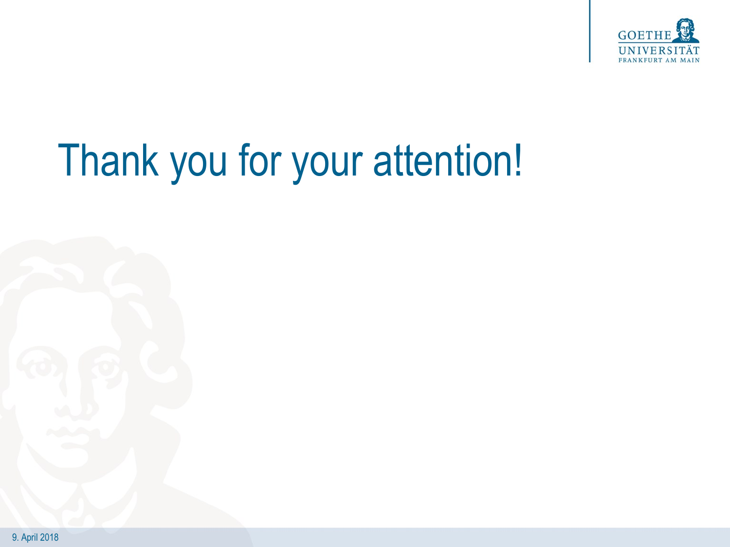# Thank you for your attention!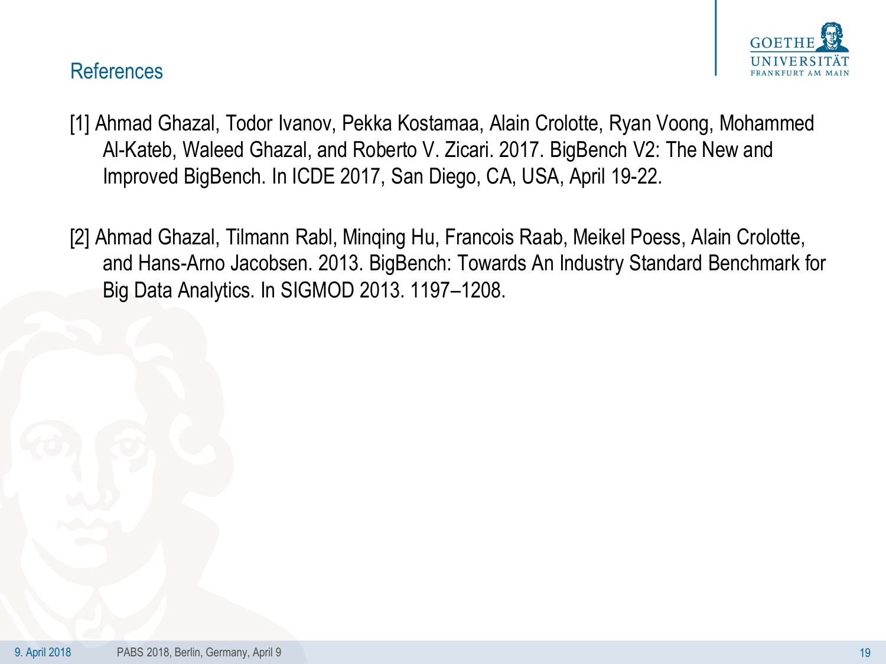## References

[1] Ahmad Ghazal, Todor Ivanov, Pekka Kostamaa, Alain Crolotte, Ryan Voong, Mohammed Al-Kateb, Waleed Ghazal, and Roberto V. Zicari. 2017. BigBench V2: The New and Improved BigBench. In ICDE 2017, San Diego, CA, USA, April 19-22.

[2] Ahmad Ghazal, Tilmann Rabl, Minqing Hu, Francois Raab, Meikel Poess, Alain Crolotte, and Hans-Arno Jacobsen. 2013. BigBench: Towards An Industry Standard Benchmark for Big Data Analytics. In SIGMOD 2013. 1197–1208.